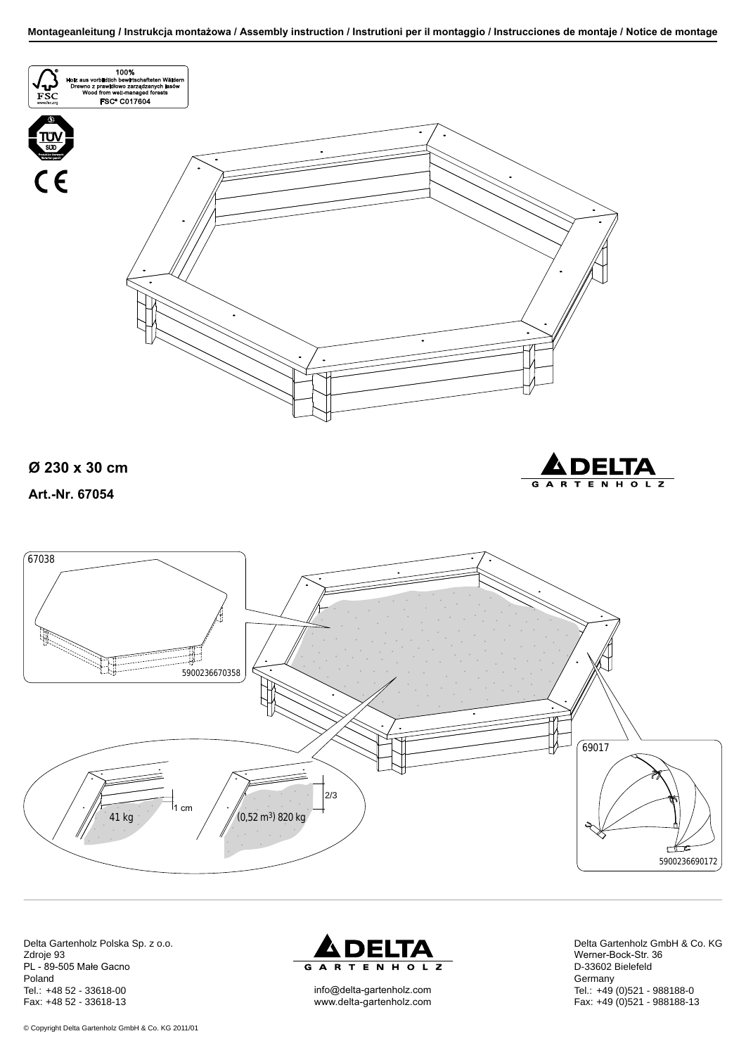Montageanleitung / Instrukcja montażowa / Assembly instruction / Instrutioni per il montaggio / Instrucciones de montaje / Notice de montage

100%
Holz aus vorbildlich bewirtschafteten Wäldern
Drewno z prawidłowo zarządzanych lasów
Wood from well-managed forests
FSC® C017604

**Ø 230 x 30 cm**

**Art.-Nr. 67054**

DELTA GARTENHOLZ

67038

5900236670358

41 kg

1 cm

(0,52 m³) 820 kg

2/3

69017

5900236690172

Delta Gartenholz Polska Sp. z o.o.
Zdroje 93
PL - 89-505 Małe Gacno
Poland
Tel.: +48 52 - 33618-00
Fax: +48 52 - 33618-13

DELTA GARTENHOLZ
info@delta-gartenholz.com
www.delta-gartenholz.com

Delta Gartenholz GmbH & Co. KG
Werner-Bock-Str. 36
D-33602 Bielefeld
Germany
Tel.: +49 (0)521 - 988188-0
Fax: +49 (0)521 - 988188-13

© Copyright Delta Gartenholz GmbH & Co. KG 2011/01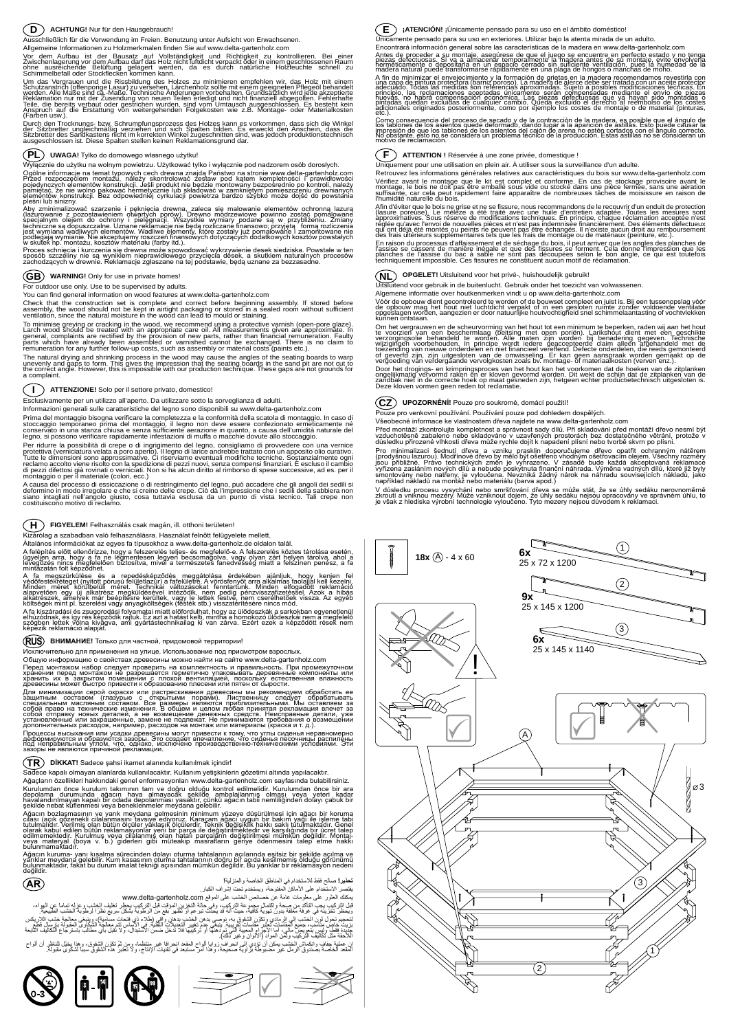## D — ACHTUNG! Nur für den Hausgebrauch!

Ausschließlich für die Verwendung im Freien. Benutzung unter Aufsicht von Erwachsenen.

Allgemeine Informationen zu Holzmerkmalen finden Sie auf www.delta-gartenholz.com

Vor dem Aufbau ist der Bausatz auf Vollständigkeit und Richtigkeit zu kontrollieren. Bei einer Zwischenlagerung vor dem Aufbau darf das Holz nicht luftdicht verpackt oder in einem geschlossenen Raum ohne ausreichende Belüftung gelagert werden, da es durch natürliche Holzfeuchte schnell zu Schimmelbefall oder Stockflecken kommen kann.

Um das Vergrauen und die Rissbildung des Holzes zu minimieren empfehlen wir, das Holz mit einem Schutzanstrich (offenporige Lasur) zu versehen. Lärchenholz sollte mit einem geeigneten Pflegeöl behandelt werden. Alle Maße sind ca.-Maße. Technische Änderungen vorbehalten. Grundsätzlich wird jede akzeptierte Reklamation nur mit der Zusendung von neuen Teilen erledigt und nicht finanziell abgegolten. Fehlerhafte Teile, die bereits verbaut oder gestrichen wurden, sind vom Umtausch ausgeschlossen. Es besteht kein Anspruch auf die Erstattung von weitergehenden Folgekosten wie z.B. Montage- oder Materialkosten (Farben usw.).

Durch den Trocknungs- bzw. Schrumpfungsprozess des Holzes kann es vorkommen, dass sich die Winkel der Sitzbretter ungleichmäßig verziehen und sich Spalten bilden. Es erweckt den Anschein, dass die Sitzbretter des Sandkastens nicht im korrekten Winkel zugeschnitten sind, was jedoch produktionstechnisch ausgeschlossen ist. Diese Spalten stellen keinen Reklamationsgrund dar.

## PL — UWAGA! Tylko do domowego własnego użytku!

Wyłącznie do użytku na wolnym powietrzu. Użytkować tylko i wyłącznie pod nadzorem osób dorosłych.

Ogólne informacje na temat typowych cech drewna znajdą Państwo na stronie www.delta-gartenholz.com Przed rozpoczęciem montażu, należy skontrolować zestaw pod kątem kompletności i prawidłowości pojedynczych elementów konstrukcji. Jeśli produkt nie będzie montowany bezpośrednio po kontroli, należy pamiętać, że nie wolno pakować hermetycznie lub składować w zamkniętym pomieszczeniu drewnianych elementów konstrukcji. Bez odpowiedniej cyrkulacji powietrza bardzo szybko może dojść do powstania pleśni lub siniżny.

Aby zminimalizować szarzenie i pęknięcia drewna, zaleca się malowanie elementów ochronną lazurą (lazurowanie z pozostawieniem otwartych porów). Drewno modrzewiowe powinno zostać pomalowane specjalnym olejem do ochrony i pielęgnacji. Wszystkie wymiary podane są w przybliżeniu. Zmiany techniczne są dopuszczalne. Uznane reklamacje nie będą rozliczane finansowo; przyjętą formą rozliczenia jest wymiana wadliwych elementów. Wadliwe elementy, które zostały już pomalowane i zamontowane nie podlegają wymianie. Nie akceptujemy roszczeń finansowych dotyczących dodatkowych kosztów powstałych w skutek np. montażu, kosztów materiału (farby itd.).

Proces schnięcia i kurczenia się drewna może spowodować wykrzywienie desek siedziska. Powstałe w ten sposób szczeliny nie są wynikiem nieprawidłowego przycięcia desek, a skutkiem naturalnych procesów zachodzących w drewnie. Reklamacje zgłaszane na tej podstawie, będą uznane za bezzasadne.

## GB — WARNING! Only for use in private homes!

For outdoor use only. Use to be supervised by adults.

You can find general information on wood features at www.delta-gartenholz.com

Check that the construction set is complete and correct before beginning assembly. If stored before assembly, the wood should not be kept in airtight packaging or stored in a sealed room without sufficient ventilation, since the natural moisture in the wood can lead to mould or staining.

To minimise greying or cracking in the wood, we recommend using a protective varnish (open-pore glaze). Larch wood should be treated with an appropriate care oil. All measurements given are approximate. In general, complaints are rectified by the provision of new parts, rather than financial remuneration. Faulty parts which have already been assembled or varnished cannot be exchanged. There is no claim to remuneration for any further follow-up costs, such as assembly or material costs (paints etc.).

The natural drying and shrinking process in the wood may cause the angles of the seating boards to warp unevenly and gaps to form. This gives the impression that the seating boards in the sand pit are not cut to the correct angle. However, this is impossible with our production technique. These gaps are not grounds for a complaint.

## I — ATTENZIONE! Solo per il settore privato, domestico!

Esclusivamente per un utilizzo all'aperto. Da utilizzare sotto la sorveglianza di adulti.

Informazioni generali sulle caratteristiche del legno sono disponibili su www.delta-gartenholz.com

Prima del montaggio bisogna verificare la completezza e la conformità della scatola di montaggio. In caso di stoccaggio temporaneo prima del montaggio, il legno non deve essere confezionato ermeticamente né conservato in una stanza chiusa e senza sufficiente aerazione in quanto, a causa dell'umidità naturale del legno, si possono verificare rapidamente infestazioni di muffa o macchie dovute allo stoccaggio.

Per ridurre la possibilità di crepe o di ingrigimento del legno, consigliamo di provvedere con una vernice protettiva (verniciatura velata a poro aperto). Il legno di larice andrebbe trattato con un apposito olio curativo. Tutte le dimensioni sono approssimative. Ci riserviamo eventuali modifiche tecniche. Sostanzialmente ogni reclamo accolto viene risolto con la spedizione di pezzi nuovi, senza compensi finanziari. È escluso il cambio di pezzi difettosi già rovinati o verniciati. Non si ha alcun diritto al rimborso di spese successive, ad es. per il montaggio o per il materiale (colori, ecc.)

A causa del processo di essiccazione o di restringimento del legno, può accadere che gli angoli dei sedili si deformino in modo irregolare e che si creino delle crepe. Ciò dà l'impressione che i sedili della sabbiera non siano intagliati nell'angolo giusto, cosa tuttavia esclusa da un punto di vista tecnico. Tali crepe non costituiscono motivo di reclamo.

## H — FIGYELEM! Felhasználás csak magán, ill. otthoni területen!

Kizárólag a szabadban való felhasználásra. Használat felnőtt felügyelete mellett.

Általános információkat az egyes fa típusokhoz a www.delta-gartenholz.de oldalon talál.

A felépítés előtt ellenőrizze, hogy a felszerelés teljes- és megfelelő-e. A felszerelés köztes tárolása esetén, ügyeljen arra, hogy a fa ne légmentesen legyen becsomagolva, vagy olyan zárt helyen tárolva, ahol a levegőzés nincs megfelelően biztosítva, mivel a természetes fanedvesség miatt a felszínen penész, a fa mintázatán folt képződhet.

A fa megszürkülése és a repedésképződés meggátolása érdekében ajánljuk, hogy kenjen fel védőfestékréteget (nyitott pórusú felülettázúr) a felületre. A vörösfenyőt arra alkalmas faolajjal kell kezelni. Minden méret körülbelüli méret. Technikai változtatások fenntartunk. Minden elfogadott reklamáció alapvetően egy új alkatrész megküldésével intéződik, nem pedig pénzvisszafizetéssel. Azok a hibás alkatrészek, amelyek már beépítésre kerültek, vagy le lettek festve, nem cserélhetőek vissza. Az egyéb költségek mint pl. szerelési vagy anyagköltségek (festék stb.) visszatérítésére nincs mód.

A fa kiszáradási és zsugorodási folyamatai miatt előfordulhat, hogy az ülődeszkák a sarkokban egyenetlenül elhúzódnak, és így rés képződik rajtuk. Ez azt a hatást kelti, mintha a homokozó ülődeszkái nem a megfelelő szögben lettek volna kivágva, ami gyártástechnikailag ki van zárva. Ezért ezek a képződött rések nem képezik reklamáció alapját.

## RUS — ВНИМАНИЕ! Только для частной, придомовой территории!

Исключительно для применения на улице. Использование под присмотром взрослых.

Общую информацию о свойствах древесины можно найти на сайте www.delta-gartenholz.com

Перед монтажом набор следует проверить на комплектность и правильность. При промежуточном хранении перед монтажом не разрешается герметично упаковывать деревянные компоненты или хранить их в закрытом помещении с плохой вентиляцией, поскольку естественная влажность древесины может быстро привести к образованию плесени или пятен от сырости.

Для минимизации серой окраски или растрескивания древесины мы рекомендуем обработать ее защитным составом (глазурью с открытыми порами). Лиственницу следует обрабатывать специальным масляным составом. Все размеры являются приблизительными. Мы оставляем за собой право на технические изменения. В общем и целом любая принятая рекламация влечет за собой отправку новых деталей, а не возмещение денежных средств. Неисправные детали, уже установленные или закрашенные, замене не подлежат. Не принимаются требования о возмещении дополнительных расходов, например, расходов на монтаж или материалы (краска и т. д.).

Процессы высыхания или усадки древесины могут привести к тому, что углы сиденья неравномерно деформируются и образуются зазоры. Это создает впечатление, что сиденья песочницы распилены под неправильным углом, что, однако, исключено производственно-техническими условиями. Эти зазоры не являются причиной рекламации.

## TR — DİKKAT! Sadece şahsi ikamet alanında kullanılmak içindir!

Sadece kapalı olmayan alanlarda kullanılacaktır. Kullanım yetişkinlerin gözetimi altında yapılacaktır.

Ağaçların özellikleri hakkındaki genel enformasyonları www.delta-gartenholz.com sayfasında bulabilirsiniz.

Kurulumdan önce kurulum takımının tam ve doğru olduğu kontrol edilmelidir. Kurulumdan önce bir ara depolama durumunda ağacın hava almayacak şekilde ambalajlanmış olması veya yeteri kadar havalandırılmayan kapalı bir odada depolanması yasaktır, çünkü ağacın tabii nemliliğinden dolayı çabuk bir şekilde nebat küflenmesi veya beneklenmeler meydana gelebilir.

Ağacın bozlaşmasının ve yarık meydana gelmesinin minimum yüzeye düşürülmesi için ağacı bir koruma cilası (açık gözenekli cilalanmasını tavsiye ediyoruz. Karaçam ağacı uygun bir bakım yağı ile işleme tabi tutulmalıdır. Verilmiş olan bütün ölçüler yaklaşık ölçülerdir. Teknik değişiklik hakkı saklı tutulmaktadır. Genel olarak kabul edilen bütün reklamasyonlar yeni bir parça ile değiştirilmektedir ve karşılığında bir ücret talep edilmemektedir. Kurulmuş veya cilalanmış olan hatalı parçaların değiştirilmesi mümkün değildir. Montaj- veya materyal (boya v. b.) giderleri gibi müteakip masrafların geriye ödenmesini talep etme hakkı bulunmamaktadır.

Ağacın kuruma- yanı kısalma sürecinden dolayı oturma tahtalarının açılarında eşitsiz bir şekilde açılma ve yarıklar meydana gelebilir. Kum kasasının oturma tahtalarının doğru bir açıda kesilmemiş olduğu görünümü bulunmaktadır, fakat bu durum imalat tekniği açısından mümkün değildir. Bu yarıklar bir reklamasyon neden değildir.

## AR — تحذير! صالح فقط للاستخدام في المناطق الخاصة والمنازل!

يقتصر الاستخدام على الأماكن المفتوحة، ويستخدم تحت إشراف الكبار.

يمكنك العثور على معلومات عامة عن خصائص الخشب على الموقع www.delta-gartenholz.com

قبل التركيب يجب التأكد من صحة واكتمال مجموعة التركيب، وفي حالة التخزين المؤقت قبل التركيب يحظر تغليف الخشب وعزله تماماً عن الهواء، ويحظر تخزينه في غرفة مغلقة بدون تهوية كافية، حيث أنه قد يحدث تعرض أو ظهور بقع من الرطوبة بشكل سريع نظراً لرطوبة الخشب الطبيعية.

لتجنب تحول لون الخشب إلى الرمادي وتكون الشقوق به، نوصي بدهن الخشب بدهان واقٍ (طلاء ذي فتحات مسامية)، وينبغي معالجة خشب اللاريكس بزيت خاص مناسب. جميع المقاسات المذكورة تقريبية. ينبغي عدم تغيير المعلومات التقنية. في الأساس تتم معالجة الشكاوى المقبولة بإرسال قطع جديدة فقط وليس بتعويض مالي. لا يتم استبدال الأجزاء المعيبة التي تم دهنها أو تركيبها. فلا يحق لأحد ضمن الاستبدال، ولا تقبل أي مطالب باسترجاع التكاليف الناتجة اللاحقة مثل تكاليف التركيب وثمن المواد (الألوان وغير ذلك).

إن عملية جفاف وانكماش الخشب يمكن أن تؤدي إلى انحراف زوايا ألواح المقعد انحرافاً غير منتظماً، ومن ثم تكون الشقوق، وهذا يخيل للناظر أن ألواح المقعد الخاصة بصندوق الرمل غير مصنوعة في زاوية صحيحة، وهذا أمر مستبعد في تقنيات الإنتاج، ولا تعتبر هذه الشقوق سبباً للشكوى مقبولة.

## E — ¡ATENCIÓN! ¡Únicamente pensado para su uso en el ámbito doméstico!

Únicamente pensado para su uso en exteriores. Utilizar bajo la atenta mirada de un adulto.

Encontrará información general sobre las características de la madera en www.delta-gartenholz.com

Antes de proceder a su montaje, asegúrese de que el juego se encuentre en perfecto estado y no tenga piezas defectuosas. Si va a almacenar temporalmente la madera antes de su montaje, evite envolverla herméticamente o depositarla en un espacio cerrado sin suficiente ventilación, pues la humedad de la madera natural puede transformarse rápidamente en una plaga de hongos o manchas de moho.

A fin de minimizar el envejecimiento y la formación de grietas en la madera recomendamos revestirla con una capa de pintura protectora (barniz poroso). La madera de alerce debe ser tratada con un aceite protector adecuado. Todas las medidas son referencias aproximadas. Sujeto a posibles modificaciones técnicas. En principio, las reclamaciones aceptadas, únicamente serán compensadas mediante el envío de piezas nuevas, no habrá compensación económica. Las piezas defectuosas que ya hayan sido montadas o pintadas quedan excluidas de cualquier cambio. Queda excluido el derecho al reembolso de los costes adicionales originados posteriormente, como por ejemplo los costes de montaje o de material (pinturas, etc.).

Como consecuencia del proceso de secado y de la contracción de la madera, es posible que el ángulo de los listones de los asientos quede deformado, dando lugar a la aparición de astillas. Esto puede causar la impresión de que los tablones de los asientos del cajón de arena no estén cortados con el ángulo correcto. No obstante, esto no se considera un problema técnico de la producción. Estas astillas no se consideran un motivo de reclamación.

## F — ATTENTION ! Réservée à une zone privée, domestique !

Uniquement pour une utilisation en plein air. À utiliser sous la surveillance d'un adulte.

Retrouvez les informations générales relatives aux caractéristiques du bois sur www.delta-gartenholz.com

Vérifiez avant le montage que le kit est complet et conforme. En cas de stockage provisoire avant le montage, le bois ne doit pas être emballé sous vide ou stocké dans une pièce fermée, sans une aération suffisante, car cela peut rapidement faire apparaître de moisissures en raison de l'humidité naturelle du bois.

Afin d'éviter que le bois ne grise et ne se fissure, nous recommandons de le recouvrir d'un enduit de protection (lasure poreuse). Le mélèze a été traité avec une huile d'entretien adaptée. Toutes les mesures sont approximatives. Sous réserve de modifications techniques. En principe, chaque réclamation acceptée n'est réglée qu'avec l'envoi de nouvelles pièces et n'est pas indemnisée financièrement. Des éléments défectueux qui ont déjà été montés ou peints ne peuvent pas être échangés. Il n'existe aucun droit au remboursement des frais ultérieurs supplémentaires tels que les frais de montage ou de matériaux (peinture, etc.).

En raison du processus d'affaissement et de séchage du bois, il peut arriver que les angles des planches de l'assise se cassent de manière inégale et que des fissures se forment. Cela donne l'impression que les planches de l'assise du bac à sable ne sont pas découpées selon le bon angle, ce qui est toutefois techniquement impossible. Ces fissures ne constituent aucun motif de réclamation.

## NL — OPGELET! Uitsluitend voor het privé-, huishoudelijk gebruik!

Uitsluitend voor gebruik in de buitenlucht. Gebruik onder het toezicht van volwassenen.

Algemene informatie over houtkenmerken vindt u op www.delta-gartenholz.com

Vóór de opbouw dient gecontroleerd te worden of de bouwset compleet en juist is. Bij een tussenopslag vóór de opbouw mag het hout niet luchtdicht verpakt of in een gesloten ruimte zonder voldoende ventilatie opgeslagen worden, aangezien er door natuurlijke houtvochtigheid snel schimmelaantasting of vochtvlekken kunnen ontstaan.

Om het vergrauwen en de scheurvorming van het hout tot een minimum te beperken, raden wij aan het hout te voorzien van een beschermlaag (beitsing met open poriën). Larikshout dient met een geschikte verzorgingsolie behandeld te worden. Alle maten zijn worden bij benadering gegeven. Technische wijzigingen voorbehouden. In principe wordt iedere geaccepteerde claim alleen afgehandeld met de toezending van nieuwe onderdelen en niet financieel vereffend. Defecte onderdelen, die reeds gemonteerd of geverfd zijn, zijn uitgesloten van de omwisseling. Er kan geen aanspraak worden gemaakt op de vergoeding van verdergaande vervolgkosten zoals bv. montage- of materiaalkosten (verven enz.).

Door het drogings- en krimpingsproces van het hout kan het voorkomen dat de hoeken van de zitplanken ongelijkmatig vervormd raken en er kloven gevormd worden. Dit wekt de schijn dat de zitplanken van de zandbak niet in de correcte hoek op maat gesneden zijn, hetgeen echter productietechnisch uitgesloten is. Deze kloven vormen geen reden tot reclamatie.

## CZ — UPOZORNĚNÍ! Pouze pro soukromé, domácí použití!

Pouze pro venkovní používání. Používání pouze pod dohledem dospělých.

Všeobecné informace ke vlastnostem dřeva najdete na www.delta-gartenholz.com

Před montáží zkontrolujte kompletnost a správnost sady dílů. Při skladování před montáží dřevo nesmí být vzduchotěsně zabaleno nebo skladováno v uzavřených prostorách bez dostatečného větrání, protože v důsledku přirozené vlhkosti dřeva může rychle dojít k napadení plísní nebo tvorbě skvrn po plísni.

Pro minimalizaci šednutí dřeva a vzniku prasklin doporučujeme dřevo opatřit ochranným nátěrem (prodyšnou lazurou). Modřínové dřevo by mělo být ošetřeno vhodným ošetřovacím olejem. Všechny rozměry jsou přibližné. Právo technických změn je vyhrazeno. V zásadě bude každá akceptovaná reklamace vyřízena zasláním nových dílů a nebude poskytnuta finanční náhrada. Výměna vadných dílů, které již byly smontovány nebo natřeny, je vyloučena. Nevzniká žádný nárok na náhradu souvisejících nákladů, jako například nákladů na montáž nebo materiál (barva apod.)

V důsledku procesu vysychání nebo smršťování dřeva se může stát, že se úhly sedáku nerovnoměrně zkroutí a vzniknou mezery. Může vzniknout dojem, že úhly sedáku nejsou opracovány ve správném úhlu, to je však z hlediska výrobní technologie vyloučeno. Tyto mezery nejsou důvodem k reklamaci.

---

18x (A) - 4 x 60

1 — 6x 25 x 72 x 1200

2 — 9x 25 x 145 x 1200

3 — 6x 25 x 145 x 1140

A

ø 3

3

1

2

0-3